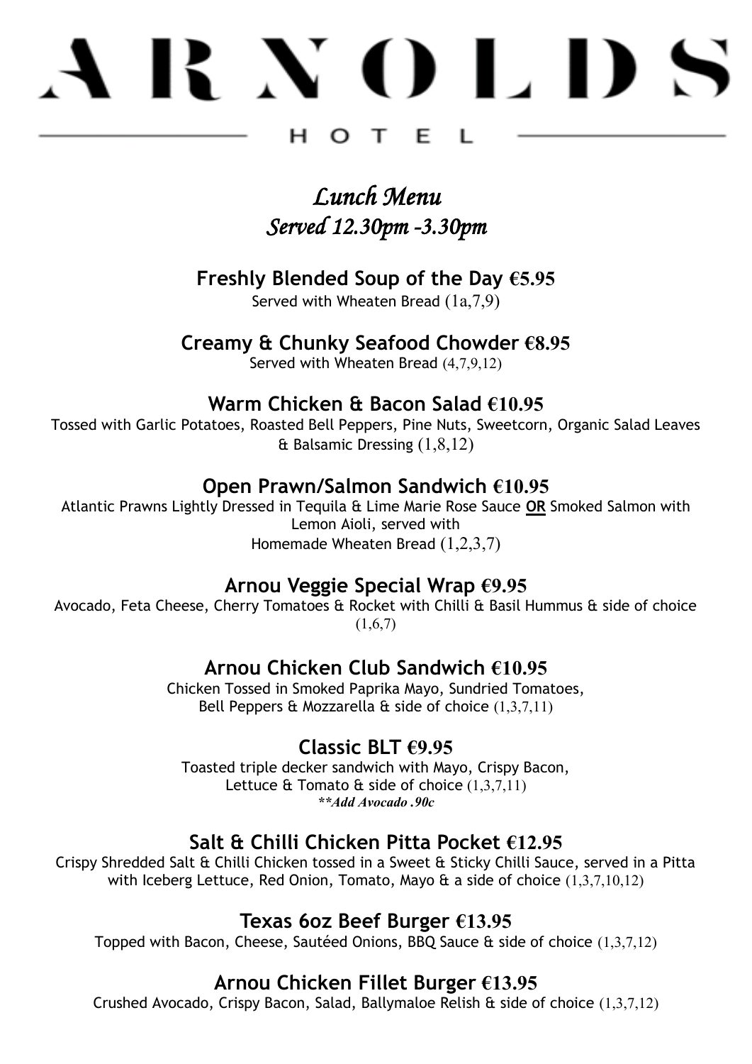# ARNOLDS

HOTEL

## *Lunch Menu*
## *Served 12.30pm -3.30pm*

### Freshly Blended Soup of the Day €5.95
Served with Wheaten Bread (1a,7,9)

### Creamy & Chunky Seafood Chowder €8.95
Served with Wheaten Bread (4,7,9,12)

### Warm Chicken & Bacon Salad €10.95
Tossed with Garlic Potatoes, Roasted Bell Peppers, Pine Nuts, Sweetcorn, Organic Salad Leaves & Balsamic Dressing (1,8,12)

### Open Prawn/Salmon Sandwich €10.95
Atlantic Prawns Lightly Dressed in Tequila & Lime Marie Rose Sauce **OR** Smoked Salmon with Lemon Aioli, served with
Homemade Wheaten Bread (1,2,3,7)

### Arnou Veggie Special Wrap €9.95
Avocado, Feta Cheese, Cherry Tomatoes & Rocket with Chilli & Basil Hummus & side of choice (1,6,7)

### Arnou Chicken Club Sandwich €10.95
Chicken Tossed in Smoked Paprika Mayo, Sundried Tomatoes,
Bell Peppers & Mozzarella & side of choice (1,3,7,11)

### Classic BLT €9.95
Toasted triple decker sandwich with Mayo, Crispy Bacon,
Lettuce & Tomato & side of choice (1,3,7,11)
***\*\*Add Avocado .90c***

### Salt & Chilli Chicken Pitta Pocket €12.95
Crispy Shredded Salt & Chilli Chicken tossed in a Sweet & Sticky Chilli Sauce, served in a Pitta with Iceberg Lettuce, Red Onion, Tomato, Mayo & a side of choice (1,3,7,10,12)

### Texas 6oz Beef Burger €13.95
Topped with Bacon, Cheese, Sautéed Onions, BBQ Sauce & side of choice (1,3,7,12)

### Arnou Chicken Fillet Burger €13.95
Crushed Avocado, Crispy Bacon, Salad, Ballymaloe Relish & side of choice (1,3,7,12)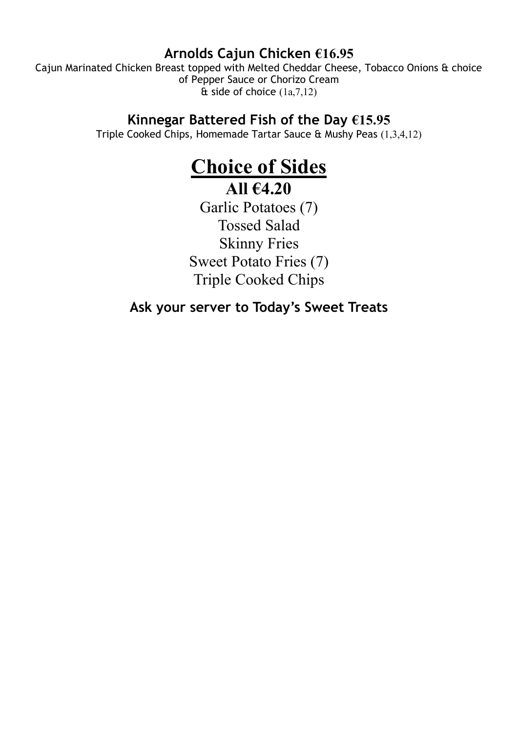### Arnolds Cajun Chicken €16.95

Cajun Marinated Chicken Breast topped with Melted Cheddar Cheese, Tobacco Onions & choice of Pepper Sauce or Chorizo Cream
& side of choice (1a,7,12)

### Kinnegar Battered Fish of the Day €15.95

Triple Cooked Chips, Homemade Tartar Sauce & Mushy Peas (1,3,4,12)

## Choice of Sides

**All €4.20**

Garlic Potatoes (7)
Tossed Salad
Skinny Fries
Sweet Potato Fries (7)
Triple Cooked Chips

**Ask your server to Today's Sweet Treats**